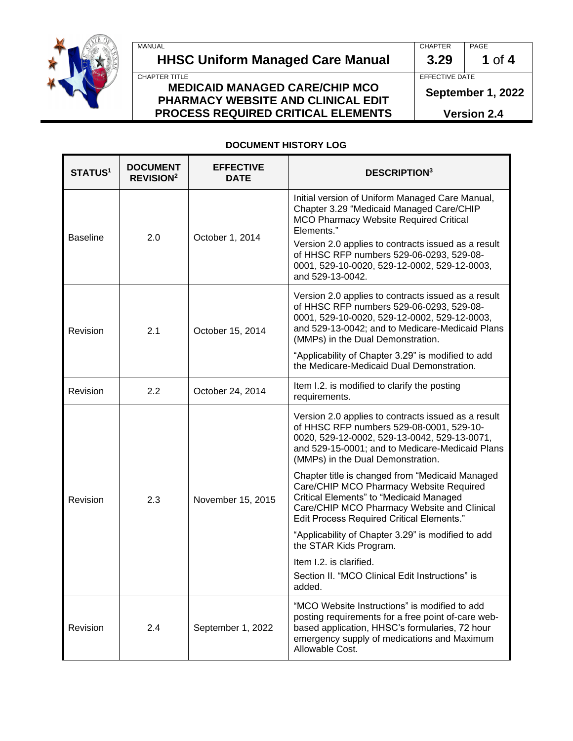MANUAL

**HHSC Uniform Managed Care Manual**

CHAPTER **3.29**

CHAPTER TITLE

**MEDICAID MANAGED CARE/CHIP MCO PHARMACY WEBSITE AND CLINICAL EDIT PROCESS REQUIRED CRITICAL ELEMENTS**

EFFECTIVE DATE

**September 1, 2022**

**Version 2.4**

## DOCUMENT HISTORY LOG

| STATUS[1] | DOCUMENT REVISION[2] | EFFECTIVE DATE | DESCRIPTION[3] |
|---|---|---|---|
| Baseline | 2.0 | October 1, 2014 | Initial version of Uniform Managed Care Manual, Chapter 3.29 "Medicaid Managed Care/CHIP MCO Pharmacy Website Required Critical Elements."<br><br>Version 2.0 applies to contracts issued as a result of HHSC RFP numbers 529-06-0293, 529-08-0001, 529-10-0020, 529-12-0002, 529-12-0003, and 529-13-0042. |
| Revision | 2.1 | October 15, 2014 | Version 2.0 applies to contracts issued as a result of HHSC RFP numbers 529-06-0293, 529-08-0001, 529-10-0020, 529-12-0002, 529-12-0003, and 529-13-0042; and to Medicare-Medicaid Plans (MMPs) in the Dual Demonstration.<br><br>"Applicability of Chapter 3.29" is modified to add the Medicare-Medicaid Dual Demonstration. |
| Revision | 2.2 | October 24, 2014 | Item I.2. is modified to clarify the posting requirements. |
| Revision | 2.3 | November 15, 2015 | Version 2.0 applies to contracts issued as a result of HHSC RFP numbers 529-08-0001, 529-10-0020, 529-12-0002, 529-13-0042, 529-13-0071, and 529-15-0001; and to Medicare-Medicaid Plans (MMPs) in the Dual Demonstration.<br><br>Chapter title is changed from "Medicaid Managed Care/CHIP MCO Pharmacy Website Required Critical Elements" to "Medicaid Managed Care/CHIP MCO Pharmacy Website and Clinical Edit Process Required Critical Elements."<br><br>"Applicability of Chapter 3.29" is modified to add the STAR Kids Program.<br><br>Item I.2. is clarified.<br><br>Section II. "MCO Clinical Edit Instructions" is added. |
| Revision | 2.4 | September 1, 2022 | "MCO Website Instructions" is modified to add posting requirements for a free point of-care web-based application, HHSC's formularies, 72 hour emergency supply of medications and Maximum Allowable Cost. |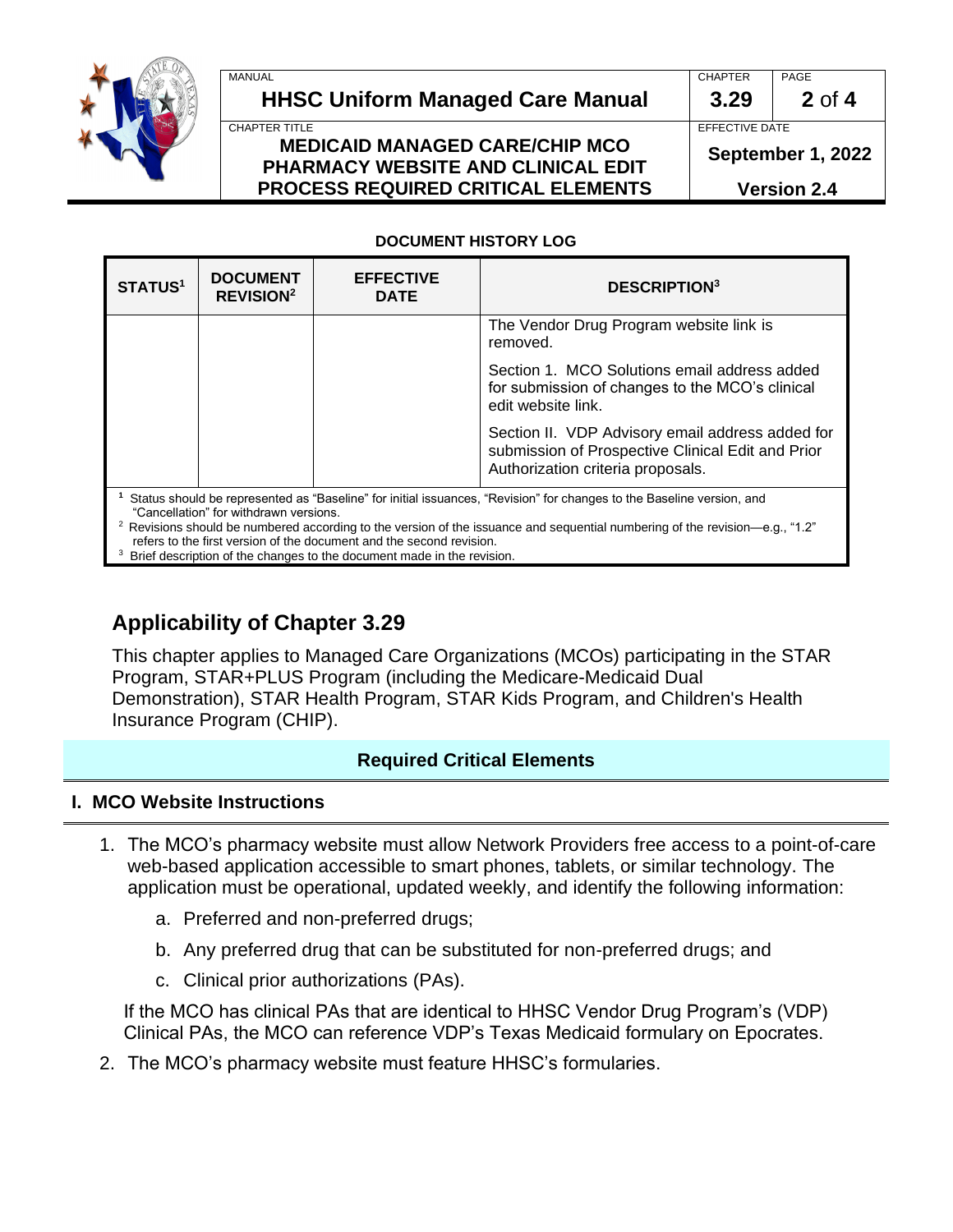**DOCUMENT HISTORY LOG**

| STATUS[1] | DOCUMENT REVISION[2] | EFFECTIVE DATE | DESCRIPTION[3] |
|---|---|---|---|
| | | | The Vendor Drug Program website link is removed. |
| | | | Section 1. MCO Solutions email address added for submission of changes to the MCO's clinical edit website link. |
| | | | Section II. VDP Advisory email address added for submission of Prospective Clinical Edit and Prior Authorization criteria proposals. |

[1] Status should be represented as "Baseline" for initial issuances, "Revision" for changes to the Baseline version, and "Cancellation" for withdrawn versions.
[2] Revisions should be numbered according to the version of the issuance and sequential numbering of the revision—e.g., "1.2" refers to the first version of the document and the second revision.
[3] Brief description of the changes to the document made in the revision.

## Applicability of Chapter 3.29

This chapter applies to Managed Care Organizations (MCOs) participating in the STAR Program, STAR+PLUS Program (including the Medicare-Medicaid Dual Demonstration), STAR Health Program, STAR Kids Program, and Children's Health Insurance Program (CHIP).

## Required Critical Elements

### I. MCO Website Instructions

1. The MCO's pharmacy website must allow Network Providers free access to a point-of-care web-based application accessible to smart phones, tablets, or similar technology. The application must be operational, updated weekly, and identify the following information:

   a. Preferred and non-preferred drugs;

   b. Any preferred drug that can be substituted for non-preferred drugs; and

   c. Clinical prior authorizations (PAs).

   If the MCO has clinical PAs that are identical to HHSC Vendor Drug Program's (VDP) Clinical PAs, the MCO can reference VDP's Texas Medicaid formulary on Epocrates.

2. The MCO's pharmacy website must feature HHSC's formularies.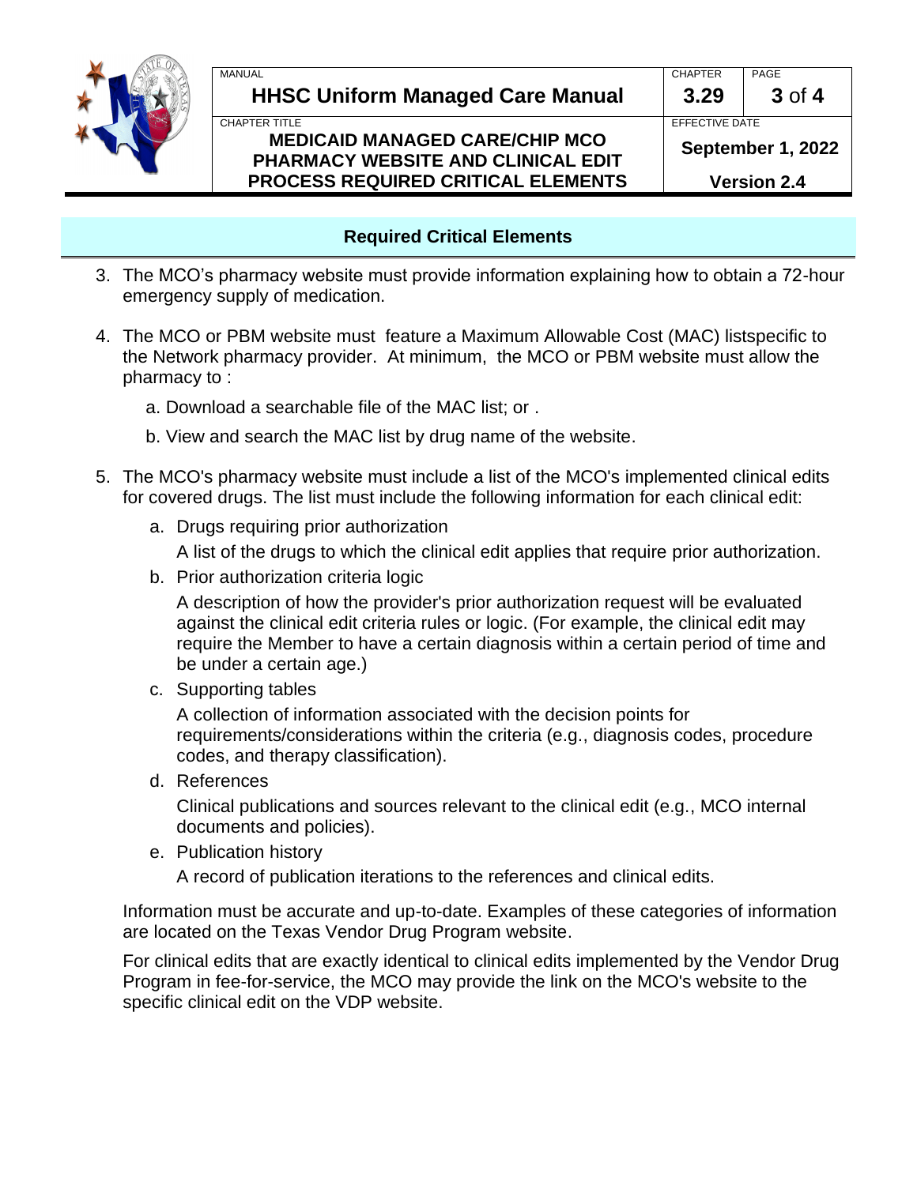## Required Critical Elements

3. The MCO's pharmacy website must provide information explaining how to obtain a 72-hour emergency supply of medication.

4. The MCO or PBM website must feature a Maximum Allowable Cost (MAC) listspecific to the Network pharmacy provider. At minimum, the MCO or PBM website must allow the pharmacy to :

   a. Download a searchable file of the MAC list; or .

   b. View and search the MAC list by drug name of the website.

5. The MCO's pharmacy website must include a list of the MCO's implemented clinical edits for covered drugs. The list must include the following information for each clinical edit:

   a. Drugs requiring prior authorization

      A list of the drugs to which the clinical edit applies that require prior authorization.

   b. Prior authorization criteria logic

      A description of how the provider's prior authorization request will be evaluated against the clinical edit criteria rules or logic. (For example, the clinical edit may require the Member to have a certain diagnosis within a certain period of time and be under a certain age.)

   c. Supporting tables

      A collection of information associated with the decision points for requirements/considerations within the criteria (e.g., diagnosis codes, procedure codes, and therapy classification).

   d. References

      Clinical publications and sources relevant to the clinical edit (e.g., MCO internal documents and policies).

   e. Publication history

      A record of publication iterations to the references and clinical edits.

   Information must be accurate and up-to-date. Examples of these categories of information are located on the Texas Vendor Drug Program website.

   For clinical edits that are exactly identical to clinical edits implemented by the Vendor Drug Program in fee-for-service, the MCO may provide the link on the MCO's website to the specific clinical edit on the VDP website.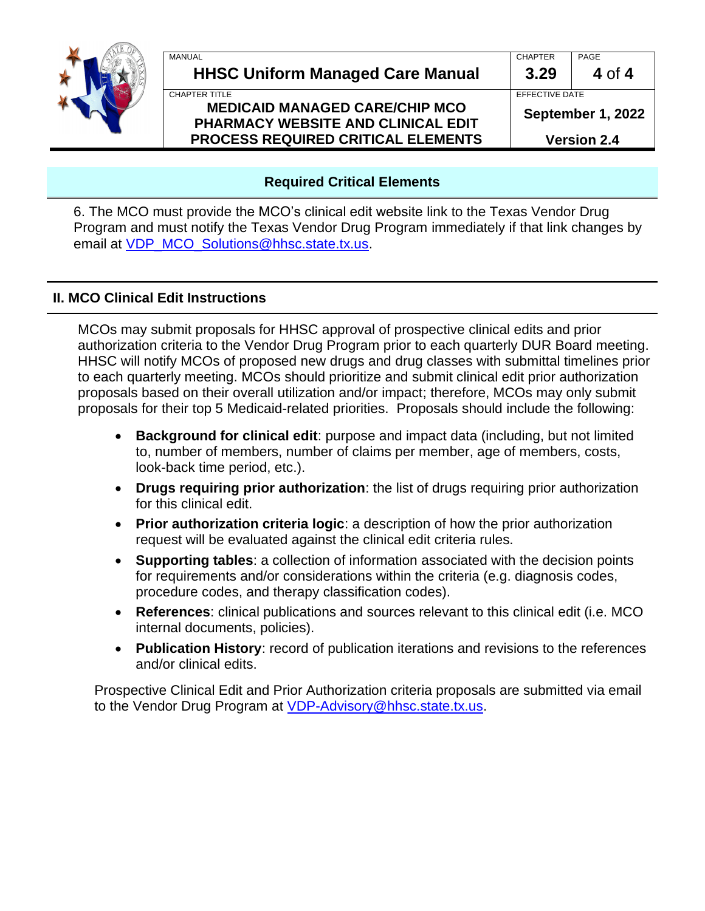**Required Critical Elements**

6. The MCO must provide the MCO's clinical edit website link to the Texas Vendor Drug Program and must notify the Texas Vendor Drug Program immediately if that link changes by email at VDP_MCO_Solutions@hhsc.state.tx.us.

## II. MCO Clinical Edit Instructions

MCOs may submit proposals for HHSC approval of prospective clinical edits and prior authorization criteria to the Vendor Drug Program prior to each quarterly DUR Board meeting. HHSC will notify MCOs of proposed new drugs and drug classes with submittal timelines prior to each quarterly meeting. MCOs should prioritize and submit clinical edit prior authorization proposals based on their overall utilization and/or impact; therefore, MCOs may only submit proposals for their top 5 Medicaid-related priorities. Proposals should include the following:

- **Background for clinical edit**: purpose and impact data (including, but not limited to, number of members, number of claims per member, age of members, costs, look-back time period, etc.).
- **Drugs requiring prior authorization**: the list of drugs requiring prior authorization for this clinical edit.
- **Prior authorization criteria logic**: a description of how the prior authorization request will be evaluated against the clinical edit criteria rules.
- **Supporting tables**: a collection of information associated with the decision points for requirements and/or considerations within the criteria (e.g. diagnosis codes, procedure codes, and therapy classification codes).
- **References**: clinical publications and sources relevant to this clinical edit (i.e. MCO internal documents, policies).
- **Publication History**: record of publication iterations and revisions to the references and/or clinical edits.

Prospective Clinical Edit and Prior Authorization criteria proposals are submitted via email to the Vendor Drug Program at VDP-Advisory@hhsc.state.tx.us.